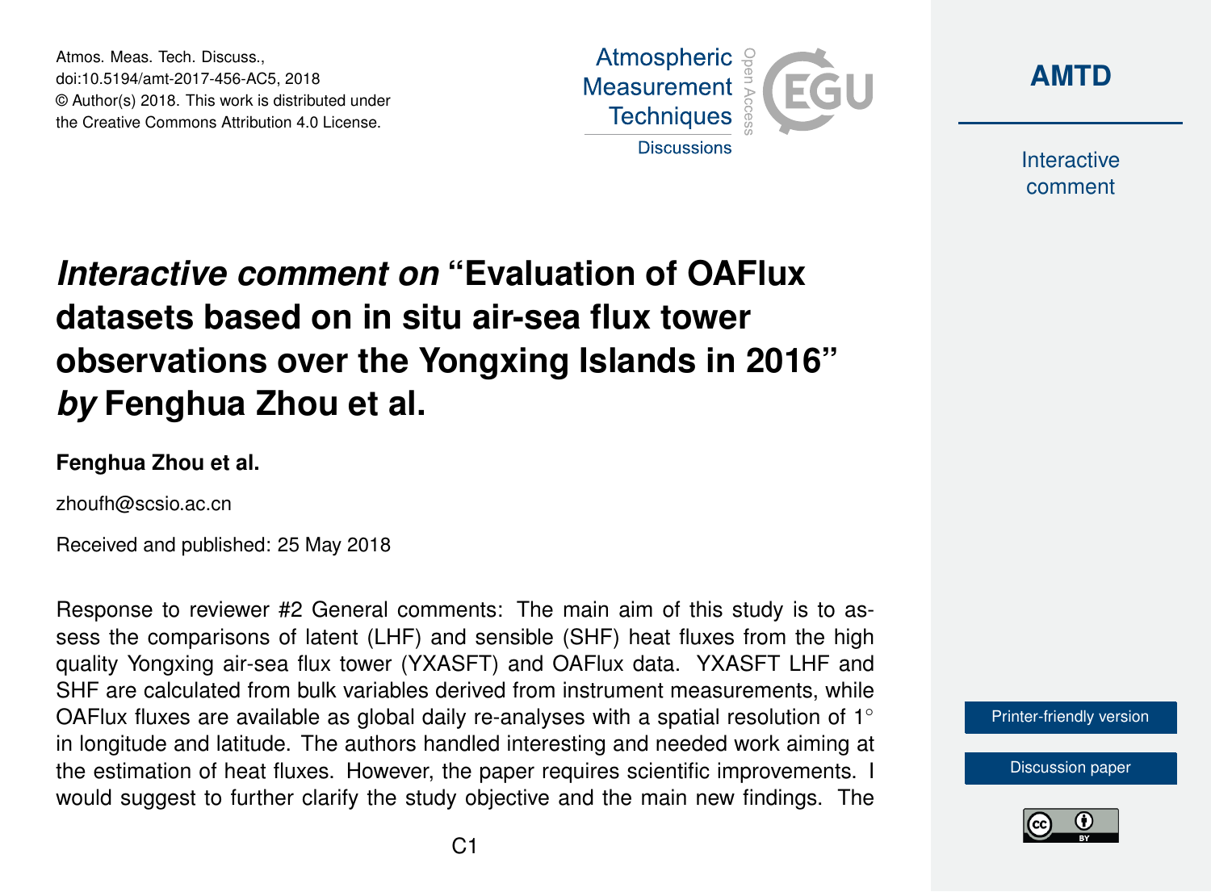# *Interactive comment on* "Evaluation of OAFlux datasets based on in situ air-sea flux tower observations over the Yongxing Islands in 2016" *by* Fenghua Zhou et al.

**Fenghua Zhou et al.**

zhoufh@scsio.ac.cn

Received and published: 25 May 2018

Response to reviewer #2 General comments: The main aim of this study is to assess the comparisons of latent (LHF) and sensible (SHF) heat fluxes from the high quality Yongxing air-sea flux tower (YXASFT) and OAFlux data. YXASFT LHF and SHF are calculated from bulk variables derived from instrument measurements, while OAFlux fluxes are available as global daily re-analyses with a spatial resolution of 1° in longitude and latitude. The authors handled interesting and needed work aiming at the estimation of heat fluxes. However, the paper requires scientific improvements. I would suggest to further clarify the study objective and the main new findings. The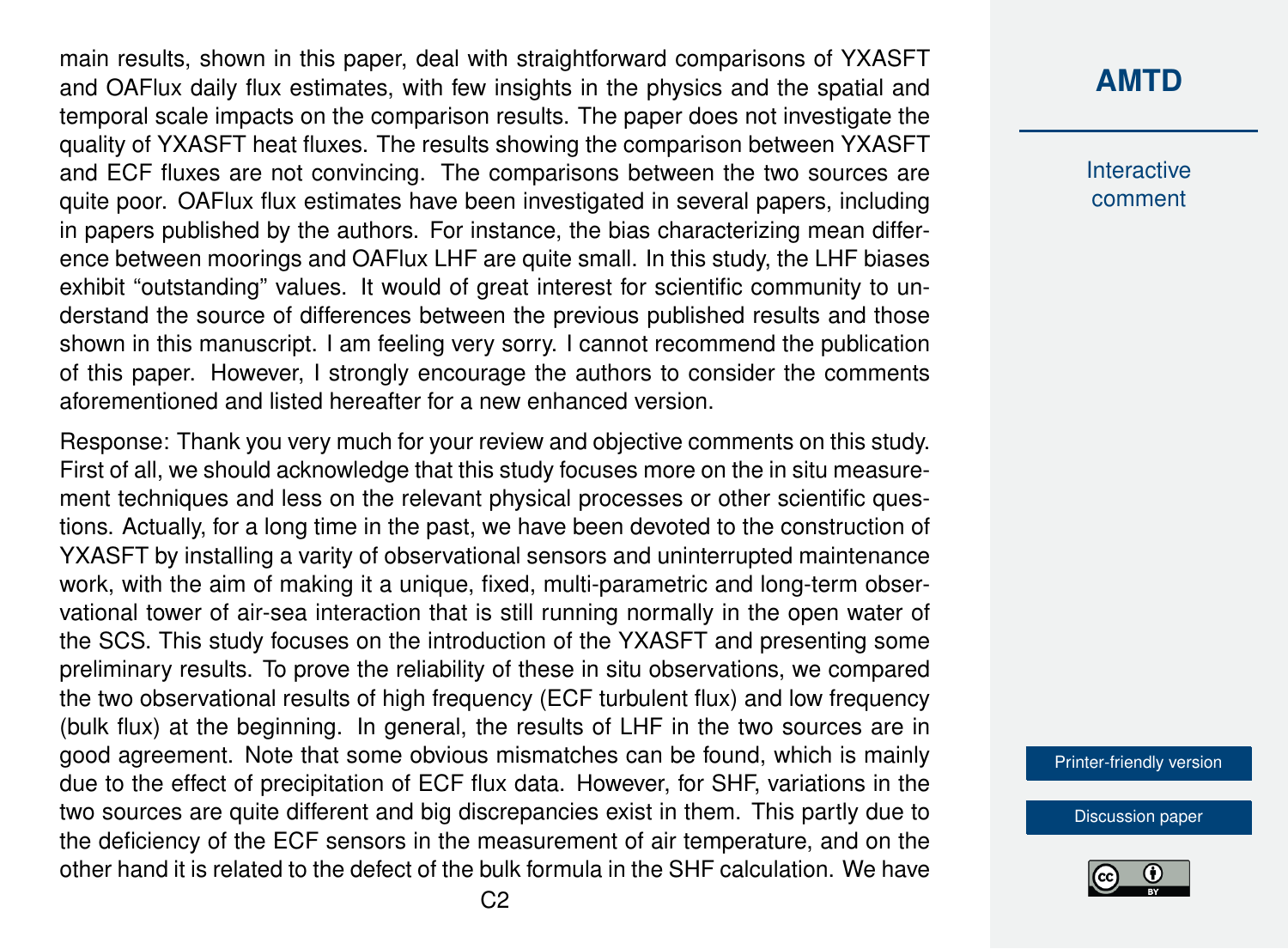main results, shown in this paper, deal with straightforward comparisons of YXASFT and OAFlux daily flux estimates, with few insights in the physics and the spatial and temporal scale impacts on the comparison results. The paper does not investigate the quality of YXASFT heat fluxes. The results showing the comparison between YXASFT and ECF fluxes are not convincing. The comparisons between the two sources are quite poor. OAFlux flux estimates have been investigated in several papers, including in papers published by the authors. For instance, the bias characterizing mean difference between moorings and OAFlux LHF are quite small. In this study, the LHF biases exhibit "outstanding" values. It would of great interest for scientific community to understand the source of differences between the previous published results and those shown in this manuscript. I am feeling very sorry. I cannot recommend the publication of this paper. However, I strongly encourage the authors to consider the comments aforementioned and listed hereafter for a new enhanced version.

Response: Thank you very much for your review and objective comments on this study. First of all, we should acknowledge that this study focuses more on the in situ measurement techniques and less on the relevant physical processes or other scientific questions. Actually, for a long time in the past, we have been devoted to the construction of YXASFT by installing a varity of observational sensors and uninterrupted maintenance work, with the aim of making it a unique, fixed, multi-parametric and long-term observational tower of air-sea interaction that is still running normally in the open water of the SCS. This study focuses on the introduction of the YXASFT and presenting some preliminary results. To prove the reliability of these in situ observations, we compared the two observational results of high frequency (ECF turbulent flux) and low frequency (bulk flux) at the beginning. In general, the results of LHF in the two sources are in good agreement. Note that some obvious mismatches can be found, which is mainly due to the effect of precipitation of ECF flux data. However, for SHF, variations in the two sources are quite different and big discrepancies exist in them. This partly due to the deficiency of the ECF sensors in the measurement of air temperature, and on the other hand it is related to the defect of the bulk formula in the SHF calculation. We have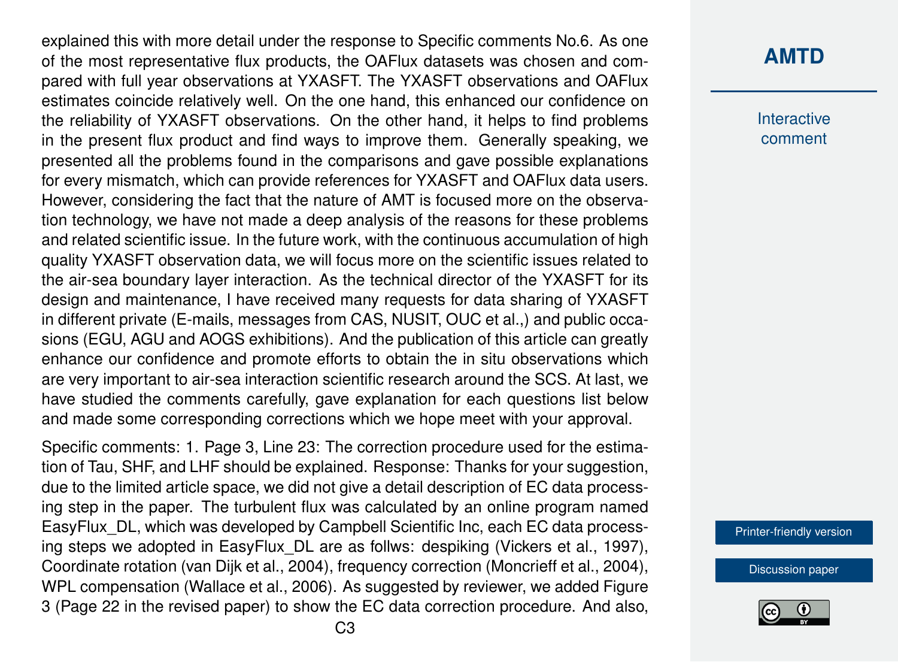explained this with more detail under the response to Specific comments No.6. As one of the most representative flux products, the OAFlux datasets was chosen and compared with full year observations at YXASFT. The YXASFT observations and OAFlux estimates coincide relatively well. On the one hand, this enhanced our confidence on the reliability of YXASFT observations. On the other hand, it helps to find problems in the present flux product and find ways to improve them. Generally speaking, we presented all the problems found in the comparisons and gave possible explanations for every mismatch, which can provide references for YXASFT and OAFlux data users. However, considering the fact that the nature of AMT is focused more on the observation technology, we have not made a deep analysis of the reasons for these problems and related scientific issue. In the future work, with the continuous accumulation of high quality YXASFT observation data, we will focus more on the scientific issues related to the air-sea boundary layer interaction. As the technical director of the YXASFT for its design and maintenance, I have received many requests for data sharing of YXASFT in different private (E-mails, messages from CAS, NUSIT, OUC et al.,) and public occasions (EGU, AGU and AOGS exhibitions). And the publication of this article can greatly enhance our confidence and promote efforts to obtain the in situ observations which are very important to air-sea interaction scientific research around the SCS. At last, we have studied the comments carefully, gave explanation for each questions list below and made some corresponding corrections which we hope meet with your approval.

Specific comments: 1. Page 3, Line 23: The correction procedure used for the estimation of Tau, SHF, and LHF should be explained. Response: Thanks for your suggestion, due to the limited article space, we did not give a detail description of EC data processing step in the paper. The turbulent flux was calculated by an online program named EasyFlux_DL, which was developed by Campbell Scientific Inc, each EC data processing steps we adopted in EasyFlux_DL are as follws: despiking (Vickers et al., 1997), Coordinate rotation (van Dijk et al., 2004), frequency correction (Moncrieff et al., 2004), WPL compensation (Wallace et al., 2006). As suggested by reviewer, we added Figure 3 (Page 22 in the revised paper) to show the EC data correction procedure. And also,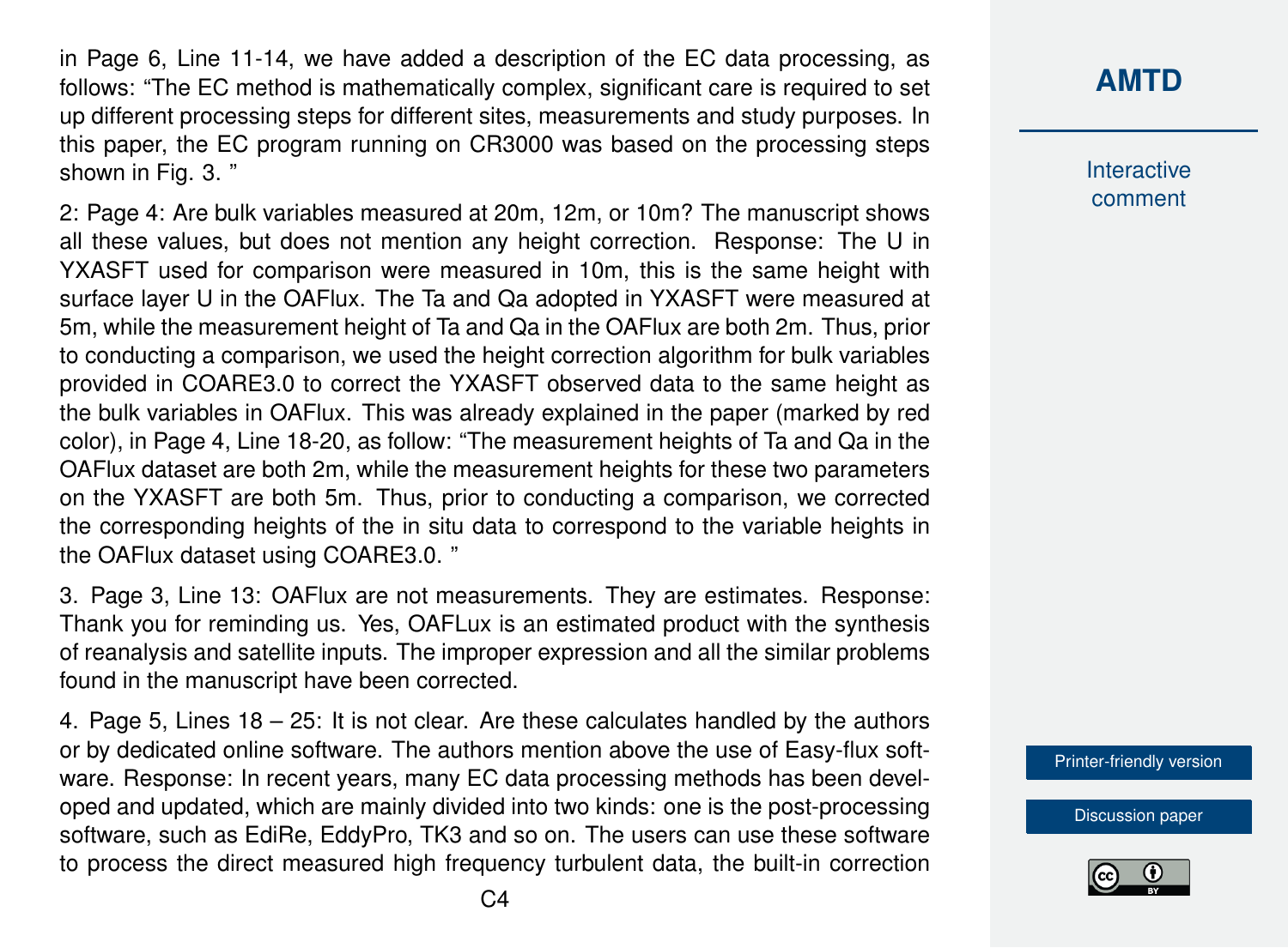in Page 6, Line 11-14, we have added a description of the EC data processing, as follows: "The EC method is mathematically complex, significant care is required to set up different processing steps for different sites, measurements and study purposes. In this paper, the EC program running on CR3000 was based on the processing steps shown in Fig. 3. "

2: Page 4: Are bulk variables measured at 20m, 12m, or 10m? The manuscript shows all these values, but does not mention any height correction. Response: The U in YXASFT used for comparison were measured in 10m, this is the same height with surface layer U in the OAFlux. The Ta and Qa adopted in YXASFT were measured at 5m, while the measurement height of Ta and Qa in the OAFlux are both 2m. Thus, prior to conducting a comparison, we used the height correction algorithm for bulk variables provided in COARE3.0 to correct the YXASFT observed data to the same height as the bulk variables in OAFlux. This was already explained in the paper (marked by red color), in Page 4, Line 18-20, as follow: "The measurement heights of Ta and Qa in the OAFlux dataset are both 2m, while the measurement heights for these two parameters on the YXASFT are both 5m. Thus, prior to conducting a comparison, we corrected the corresponding heights of the in situ data to correspond to the variable heights in the OAFlux dataset using COARE3.0. "

3. Page 3, Line 13: OAFlux are not measurements. They are estimates. Response: Thank you for reminding us. Yes, OAFLux is an estimated product with the synthesis of reanalysis and satellite inputs. The improper expression and all the similar problems found in the manuscript have been corrected.

4. Page 5, Lines 18 – 25: It is not clear. Are these calculates handled by the authors or by dedicated online software. The authors mention above the use of Easy-flux software. Response: In recent years, many EC data processing methods has been developed and updated, which are mainly divided into two kinds: one is the post-processing software, such as EdiRe, EddyPro, TK3 and so on. The users can use these software to process the direct measured high frequency turbulent data, the built-in correction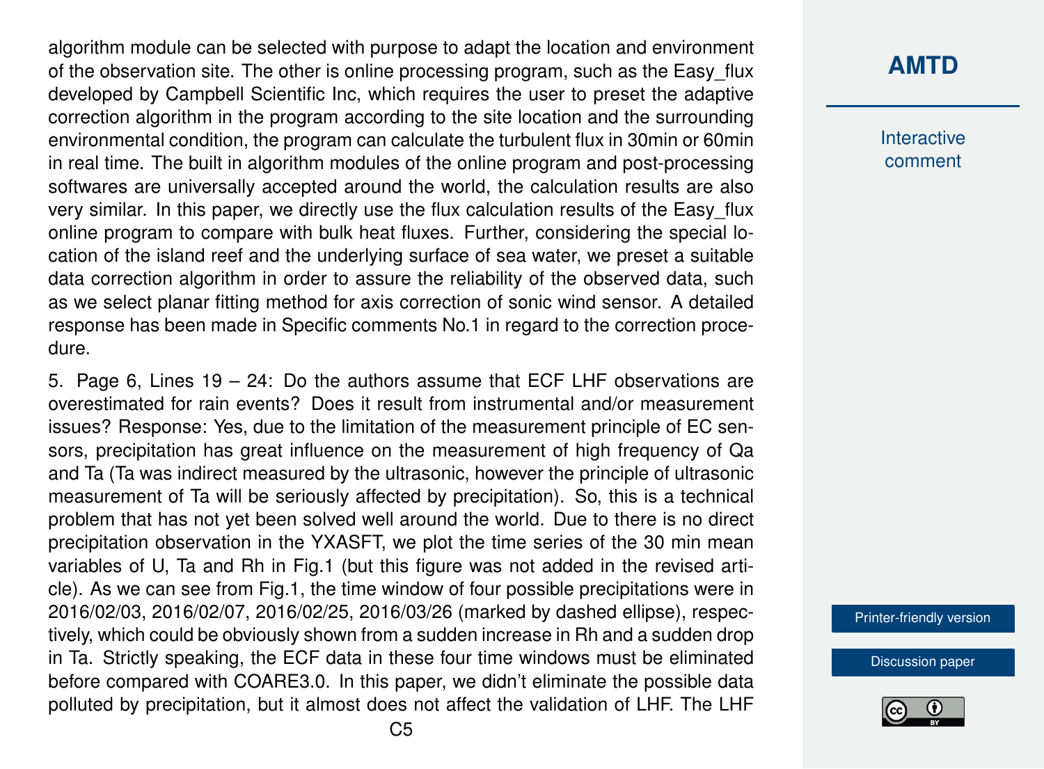algorithm module can be selected with purpose to adapt the location and environment of the observation site. The other is online processing program, such as the Easy_flux developed by Campbell Scientific Inc, which requires the user to preset the adaptive correction algorithm in the program according to the site location and the surrounding environmental condition, the program can calculate the turbulent flux in 30min or 60min in real time. The built in algorithm modules of the online program and post-processing softwares are universally accepted around the world, the calculation results are also very similar. In this paper, we directly use the flux calculation results of the Easy_flux online program to compare with bulk heat fluxes. Further, considering the special location of the island reef and the underlying surface of sea water, we preset a suitable data correction algorithm in order to assure the reliability of the observed data, such as we select planar fitting method for axis correction of sonic wind sensor. A detailed response has been made in Specific comments No.1 in regard to the correction procedure.

5. Page 6, Lines 19 – 24: Do the authors assume that ECF LHF observations are overestimated for rain events? Does it result from instrumental and/or measurement issues? Response: Yes, due to the limitation of the measurement principle of EC sensors, precipitation has great influence on the measurement of high frequency of Qa and Ta (Ta was indirect measured by the ultrasonic, however the principle of ultrasonic measurement of Ta will be seriously affected by precipitation). So, this is a technical problem that has not yet been solved well around the world. Due to there is no direct precipitation observation in the YXASFT, we plot the time series of the 30 min mean variables of U, Ta and Rh in Fig.1 (but this figure was not added in the revised article). As we can see from Fig.1, the time window of four possible precipitations were in 2016/02/03, 2016/02/07, 2016/02/25, 2016/03/26 (marked by dashed ellipse), respectively, which could be obviously shown from a sudden increase in Rh and a sudden drop in Ta. Strictly speaking, the ECF data in these four time windows must be eliminated before compared with COARE3.0. In this paper, we didn't eliminate the possible data polluted by precipitation, but it almost does not affect the validation of LHF. The LHF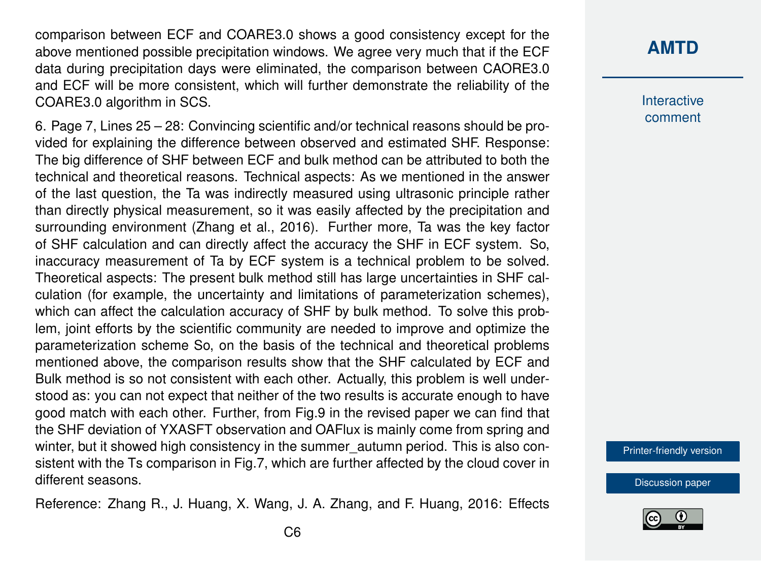comparison between ECF and COARE3.0 shows a good consistency except for the above mentioned possible precipitation windows. We agree very much that if the ECF data during precipitation days were eliminated, the comparison between CAORE3.0 and ECF will be more consistent, which will further demonstrate the reliability of the COARE3.0 algorithm in SCS.

6. Page 7, Lines 25 – 28: Convincing scientific and/or technical reasons should be provided for explaining the difference between observed and estimated SHF. Response: The big difference of SHF between ECF and bulk method can be attributed to both the technical and theoretical reasons. Technical aspects: As we mentioned in the answer of the last question, the Ta was indirectly measured using ultrasonic principle rather than directly physical measurement, so it was easily affected by the precipitation and surrounding environment (Zhang et al., 2016). Further more, Ta was the key factor of SHF calculation and can directly affect the accuracy the SHF in ECF system. So, inaccuracy measurement of Ta by ECF system is a technical problem to be solved. Theoretical aspects: The present bulk method still has large uncertainties in SHF calculation (for example, the uncertainty and limitations of parameterization schemes), which can affect the calculation accuracy of SHF by bulk method. To solve this problem, joint efforts by the scientific community are needed to improve and optimize the parameterization scheme So, on the basis of the technical and theoretical problems mentioned above, the comparison results show that the SHF calculated by ECF and Bulk method is so not consistent with each other. Actually, this problem is well understood as: you can not expect that neither of the two results is accurate enough to have good match with each other. Further, from Fig.9 in the revised paper we can find that the SHF deviation of YXASFT observation and OAFlux is mainly come from spring and winter, but it showed high consistency in the summer_autumn period. This is also consistent with the Ts comparison in Fig.7, which are further affected by the cloud cover in different seasons.

Reference: Zhang R., J. Huang, X. Wang, J. A. Zhang, and F. Huang, 2016: Effects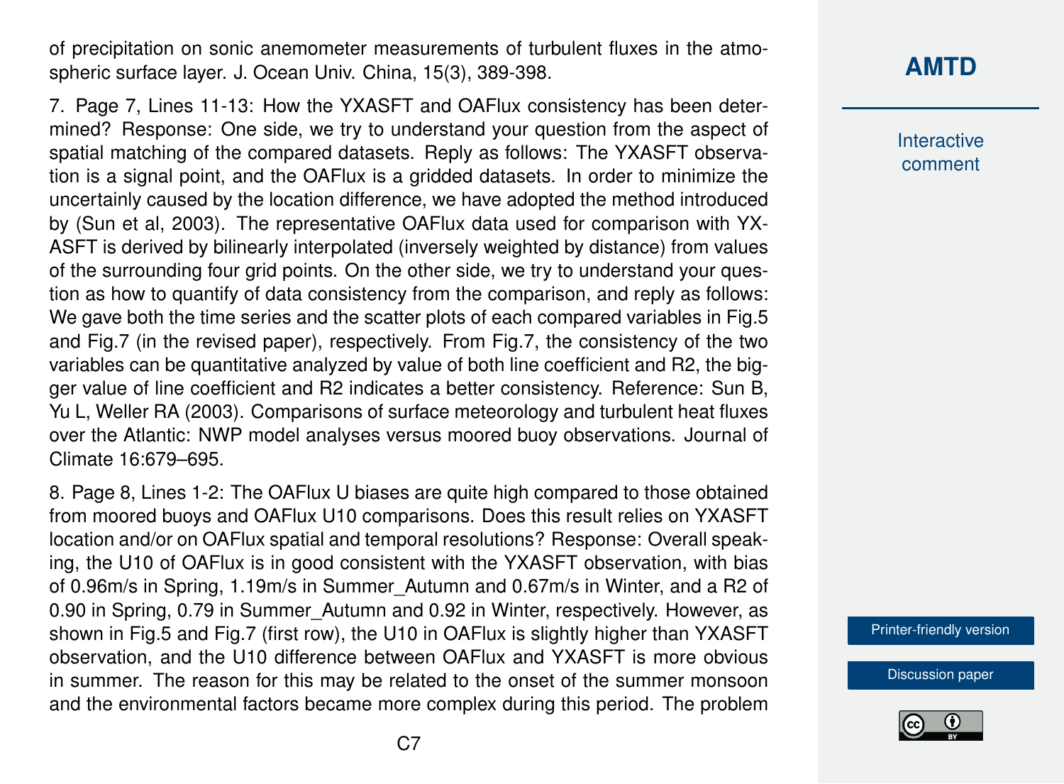of precipitation on sonic anemometer measurements of turbulent fluxes in the atmospheric surface layer. J. Ocean Univ. China, 15(3), 389-398.

7. Page 7, Lines 11-13: How the YXASFT and OAFlux consistency has been determined? Response: One side, we try to understand your question from the aspect of spatial matching of the compared datasets. Reply as follows: The YXASFT observation is a signal point, and the OAFlux is a gridded datasets. In order to minimize the uncertainly caused by the location difference, we have adopted the method introduced by (Sun et al, 2003). The representative OAFlux data used for comparison with YXASFT is derived by bilinearly interpolated (inversely weighted by distance) from values of the surrounding four grid points. On the other side, we try to understand your question as how to quantify of data consistency from the comparison, and reply as follows: We gave both the time series and the scatter plots of each compared variables in Fig.5 and Fig.7 (in the revised paper), respectively. From Fig.7, the consistency of the two variables can be quantitative analyzed by value of both line coefficient and R2, the bigger value of line coefficient and R2 indicates a better consistency. Reference: Sun B, Yu L, Weller RA (2003). Comparisons of surface meteorology and turbulent heat fluxes over the Atlantic: NWP model analyses versus moored buoy observations. Journal of Climate 16:679–695.

8. Page 8, Lines 1-2: The OAFlux U biases are quite high compared to those obtained from moored buoys and OAFlux U10 comparisons. Does this result relies on YXASFT location and/or on OAFlux spatial and temporal resolutions? Response: Overall speaking, the U10 of OAFlux is in good consistent with the YXASFT observation, with bias of 0.96m/s in Spring, 1.19m/s in Summer_Autumn and 0.67m/s in Winter, and a R2 of 0.90 in Spring, 0.79 in Summer_Autumn and 0.92 in Winter, respectively. However, as shown in Fig.5 and Fig.7 (first row), the U10 in OAFlux is slightly higher than YXASFT observation, and the U10 difference between OAFlux and YXASFT is more obvious in summer. The reason for this may be related to the onset of the summer monsoon and the environmental factors became more complex during this period. The problem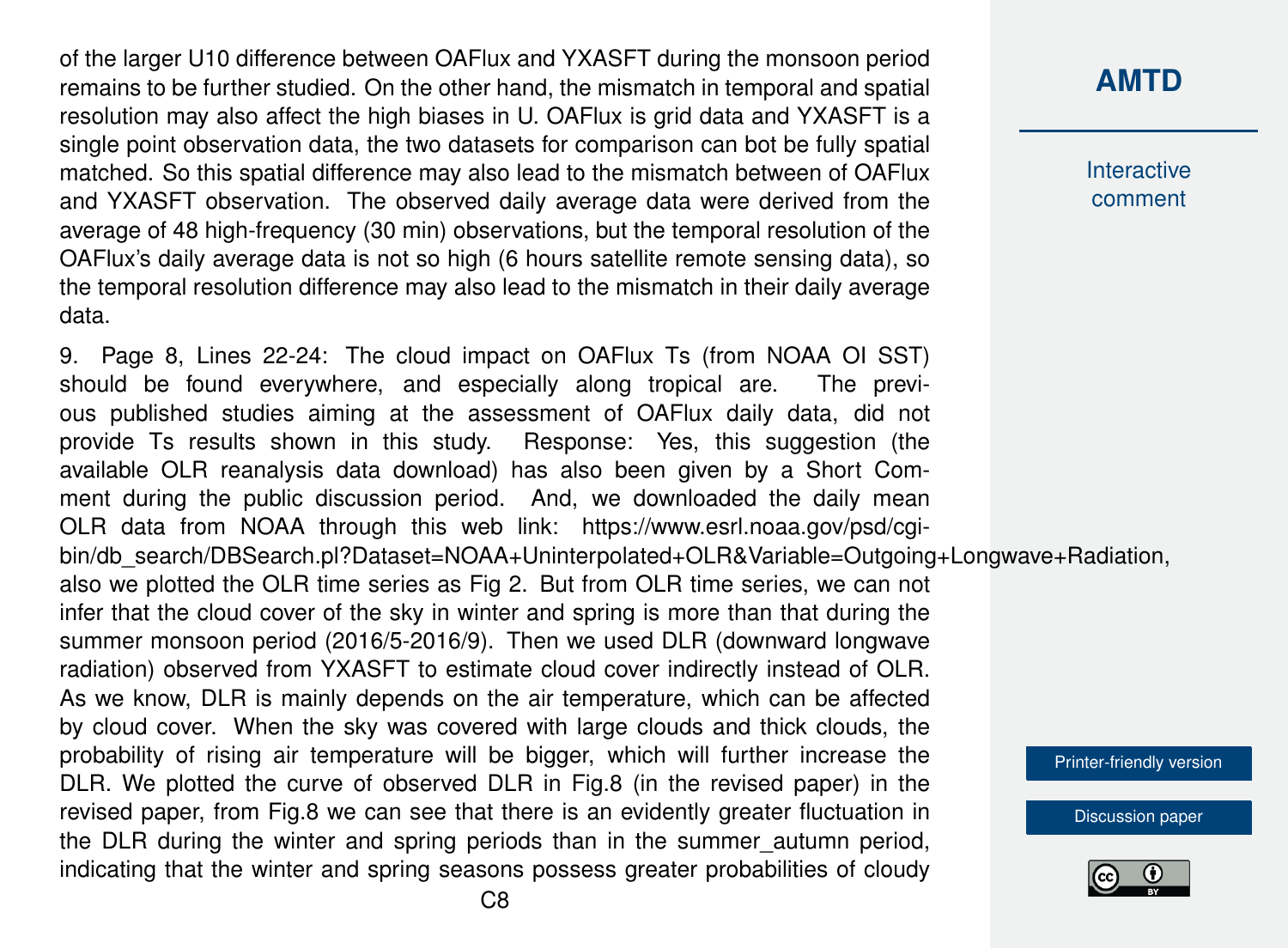of the larger U10 difference between OAFlux and YXASFT during the monsoon period remains to be further studied. On the other hand, the mismatch in temporal and spatial resolution may also affect the high biases in U. OAFlux is grid data and YXASFT is a single point observation data, the two datasets for comparison can bot be fully spatial matched. So this spatial difference may also lead to the mismatch between of OAFlux and YXASFT observation. The observed daily average data were derived from the average of 48 high-frequency (30 min) observations, but the temporal resolution of the OAFlux's daily average data is not so high (6 hours satellite remote sensing data), so the temporal resolution difference may also lead to the mismatch in their daily average data.

9. Page 8, Lines 22-24: The cloud impact on OAFlux Ts (from NOAA OI SST) should be found everywhere, and especially along tropical are. The previous published studies aiming at the assessment of OAFlux daily data, did not provide Ts results shown in this study. Response: Yes, this suggestion (the available OLR reanalysis data download) has also been given by a Short Comment during the public discussion period. And, we downloaded the daily mean OLR data from NOAA through this web link: https://www.esrl.noaa.gov/psd/cgi-bin/db_search/DBSearch.pl?Dataset=NOAA+Uninterpolated+OLR&Variable=Outgoing+Longwave+Radiation, also we plotted the OLR time series as Fig 2. But from OLR time series, we can not infer that the cloud cover of the sky in winter and spring is more than that during the summer monsoon period (2016/5-2016/9). Then we used DLR (downward longwave radiation) observed from YXASFT to estimate cloud cover indirectly instead of OLR. As we know, DLR is mainly depends on the air temperature, which can be affected by cloud cover. When the sky was covered with large clouds and thick clouds, the probability of rising air temperature will be bigger, which will further increase the DLR. We plotted the curve of observed DLR in Fig.8 (in the revised paper) in the revised paper, from Fig.8 we can see that there is an evidently greater fluctuation in the DLR during the winter and spring periods than in the summer_autumn period, indicating that the winter and spring seasons possess greater probabilities of cloudy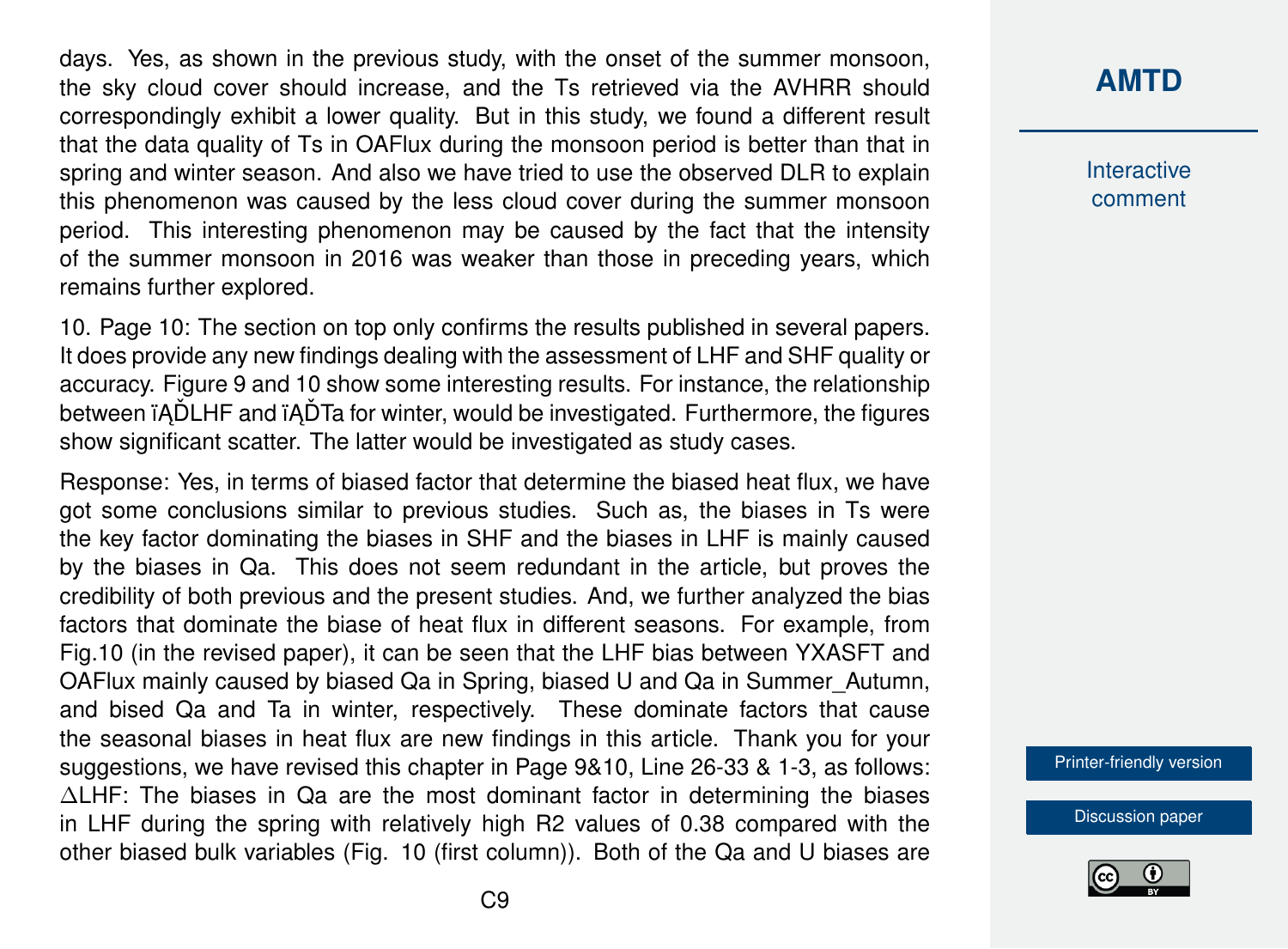days. Yes, as shown in the previous study, with the onset of the summer monsoon, the sky cloud cover should increase, and the Ts retrieved via the AVHRR should correspondingly exhibit a lower quality. But in this study, we found a different result that the data quality of Ts in OAFlux during the monsoon period is better than that in spring and winter season. And also we have tried to use the observed DLR to explain this phenomenon was caused by the less cloud cover during the summer monsoon period. This interesting phenomenon may be caused by the fact that the intensity of the summer monsoon in 2016 was weaker than those in preceding years, which remains further explored.

10. Page 10: The section on top only confirms the results published in several papers. It does provide any new findings dealing with the assessment of LHF and SHF quality or accuracy. Figure 9 and 10 show some interesting results. For instance, the relationship between ïĄĎLHF and ïĄĎTa for winter, would be investigated. Furthermore, the figures show significant scatter. The latter would be investigated as study cases.

Response: Yes, in terms of biased factor that determine the biased heat flux, we have got some conclusions similar to previous studies. Such as, the biases in Ts were the key factor dominating the biases in SHF and the biases in LHF is mainly caused by the biases in Qa. This does not seem redundant in the article, but proves the credibility of both previous and the present studies. And, we further analyzed the bias factors that dominate the biase of heat flux in different seasons. For example, from Fig.10 (in the revised paper), it can be seen that the LHF bias between YXASFT and OAFlux mainly caused by biased Qa in Spring, biased U and Qa in Summer_Autumn, and bised Qa and Ta in winter, respectively. These dominate factors that cause the seasonal biases in heat flux are new findings in this article. Thank you for your suggestions, we have revised this chapter in Page 9&10, Line 26-33 & 1-3, as follows: $\Delta$LHF: The biases in Qa are the most dominant factor in determining the biases in LHF during the spring with relatively high R2 values of 0.38 compared with the other biased bulk variables (Fig. 10 (first column)). Both of the Qa and U biases are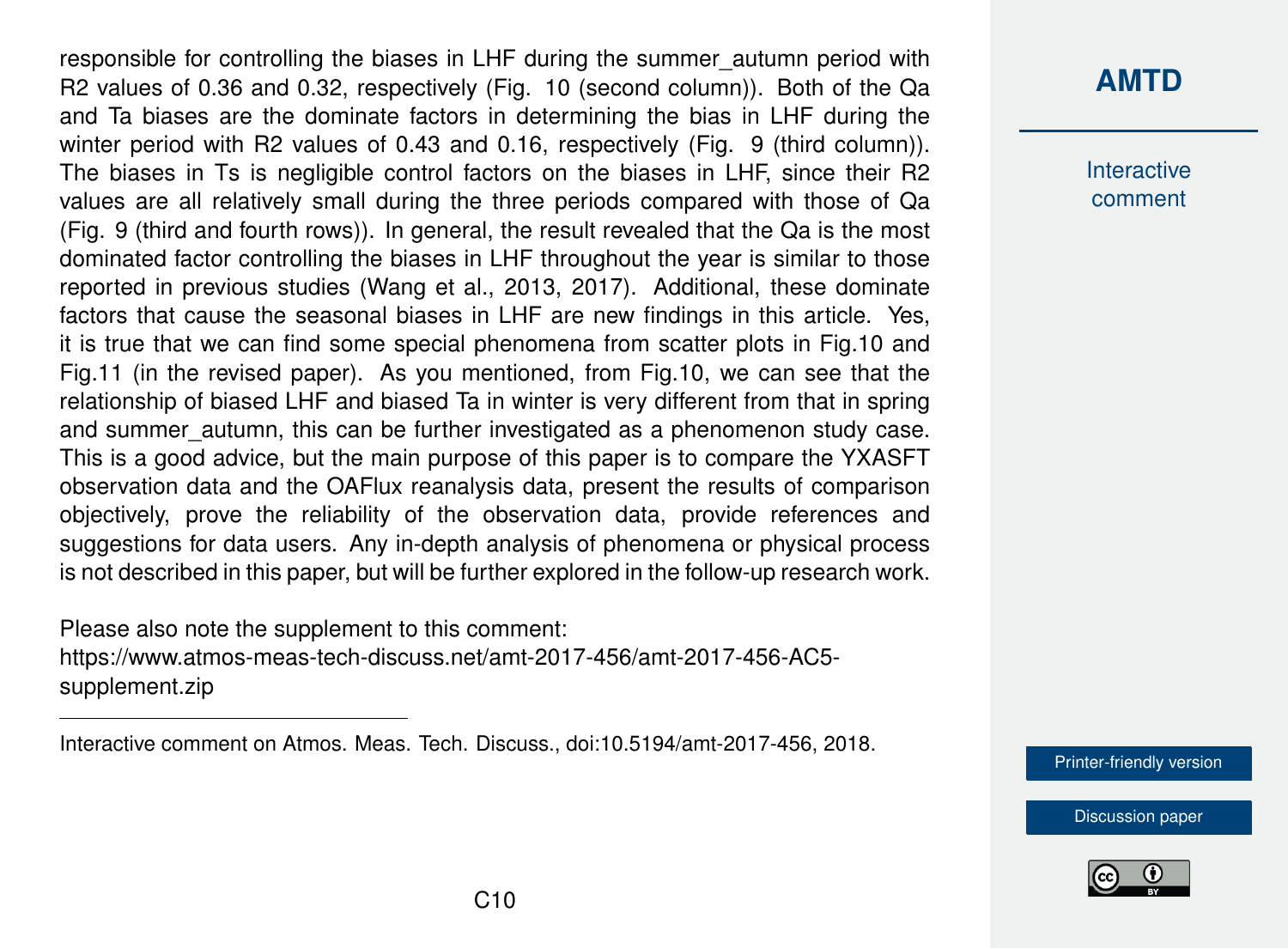responsible for controlling the biases in LHF during the summer_autumn period with R2 values of 0.36 and 0.32, respectively (Fig. 10 (second column)). Both of the Qa and Ta biases are the dominate factors in determining the bias in LHF during the winter period with R2 values of 0.43 and 0.16, respectively (Fig. 9 (third column)). The biases in Ts is negligible control factors on the biases in LHF, since their R2 values are all relatively small during the three periods compared with those of Qa (Fig. 9 (third and fourth rows)). In general, the result revealed that the Qa is the most dominated factor controlling the biases in LHF throughout the year is similar to those reported in previous studies (Wang et al., 2013, 2017). Additional, these dominate factors that cause the seasonal biases in LHF are new findings in this article. Yes, it is true that we can find some special phenomena from scatter plots in Fig.10 and Fig.11 (in the revised paper). As you mentioned, from Fig.10, we can see that the relationship of biased LHF and biased Ta in winter is very different from that in spring and summer_autumn, this can be further investigated as a phenomenon study case. This is a good advice, but the main purpose of this paper is to compare the YXASFT observation data and the OAFlux reanalysis data, present the results of comparison objectively, prove the reliability of the observation data, provide references and suggestions for data users. Any in-depth analysis of phenomena or physical process is not described in this paper, but will be further explored in the follow-up research work.

Please also note the supplement to this comment:
https://www.atmos-meas-tech-discuss.net/amt-2017-456/amt-2017-456-AC5-supplement.zip

Interactive comment on Atmos. Meas. Tech. Discuss., doi:10.5194/amt-2017-456, 2018.